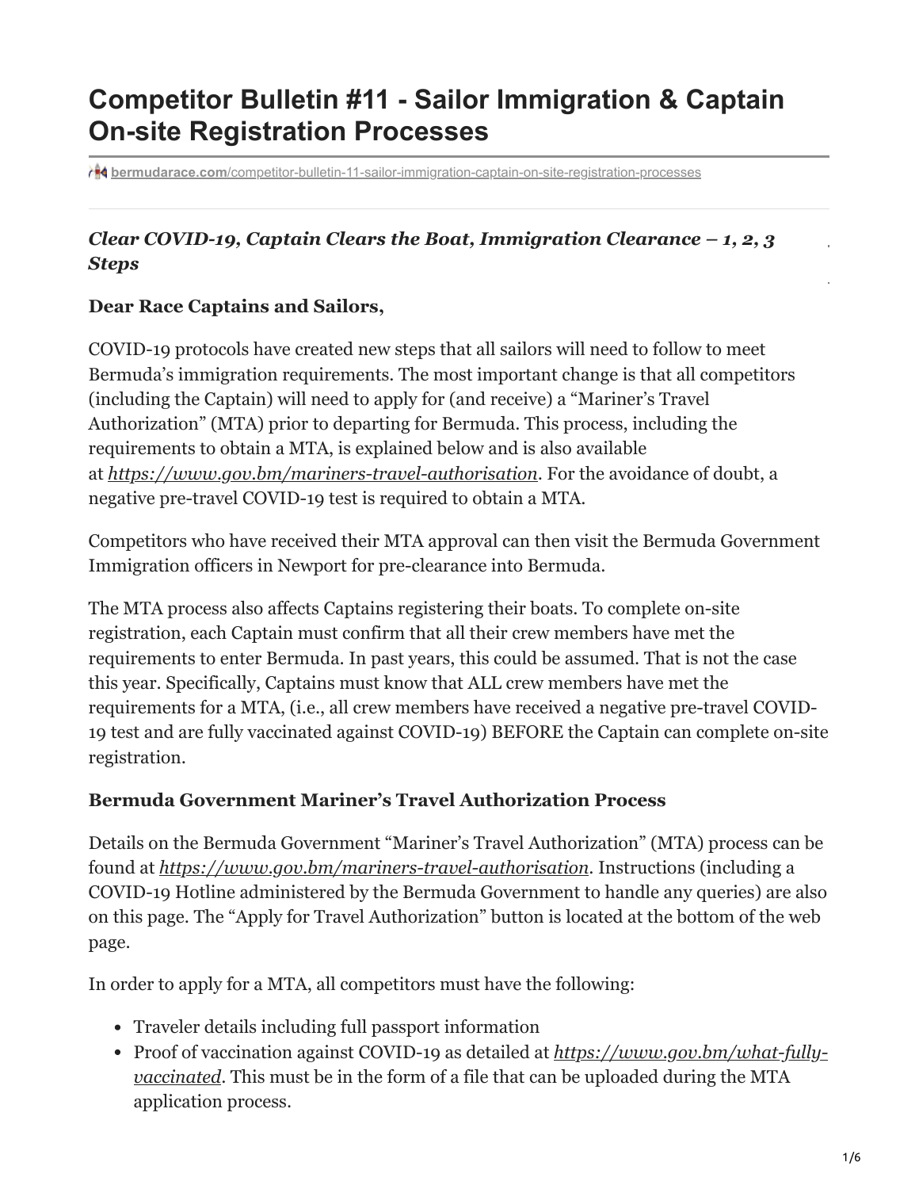# Competitor Bulletin #11 - Sailor Immigration & Captain On-site Registration Processes

bermudarace.com/competitor-bulletin-11-sailor-immigration-captain-on-site-registration-processes

***Clear COVID-19, Captain Clears the Boat, Immigration Clearance – 1, 2, 3 Steps***

**Dear Race Captains and Sailors,**

COVID-19 protocols have created new steps that all sailors will need to follow to meet Bermuda's immigration requirements. The most important change is that all competitors (including the Captain) will need to apply for (and receive) a "Mariner's Travel Authorization" (MTA) prior to departing for Bermuda. This process, including the requirements to obtain a MTA, is explained below and is also available at *https://www.gov.bm/mariners-travel-authorisation*. For the avoidance of doubt, a negative pre-travel COVID-19 test is required to obtain a MTA.

Competitors who have received their MTA approval can then visit the Bermuda Government Immigration officers in Newport for pre-clearance into Bermuda.

The MTA process also affects Captains registering their boats. To complete on-site registration, each Captain must confirm that all their crew members have met the requirements to enter Bermuda. In past years, this could be assumed. That is not the case this year. Specifically, Captains must know that ALL crew members have met the requirements for a MTA, (i.e., all crew members have received a negative pre-travel COVID-19 test and are fully vaccinated against COVID-19) BEFORE the Captain can complete on-site registration.

**Bermuda Government Mariner's Travel Authorization Process**

Details on the Bermuda Government "Mariner's Travel Authorization" (MTA) process can be found at *https://www.gov.bm/mariners-travel-authorisation*. Instructions (including a COVID-19 Hotline administered by the Bermuda Government to handle any queries) are also on this page. The "Apply for Travel Authorization" button is located at the bottom of the web page.

In order to apply for a MTA, all competitors must have the following:

- Traveler details including full passport information
- Proof of vaccination against COVID-19 as detailed at *https://www.gov.bm/what-fully-vaccinated*. This must be in the form of a file that can be uploaded during the MTA application process.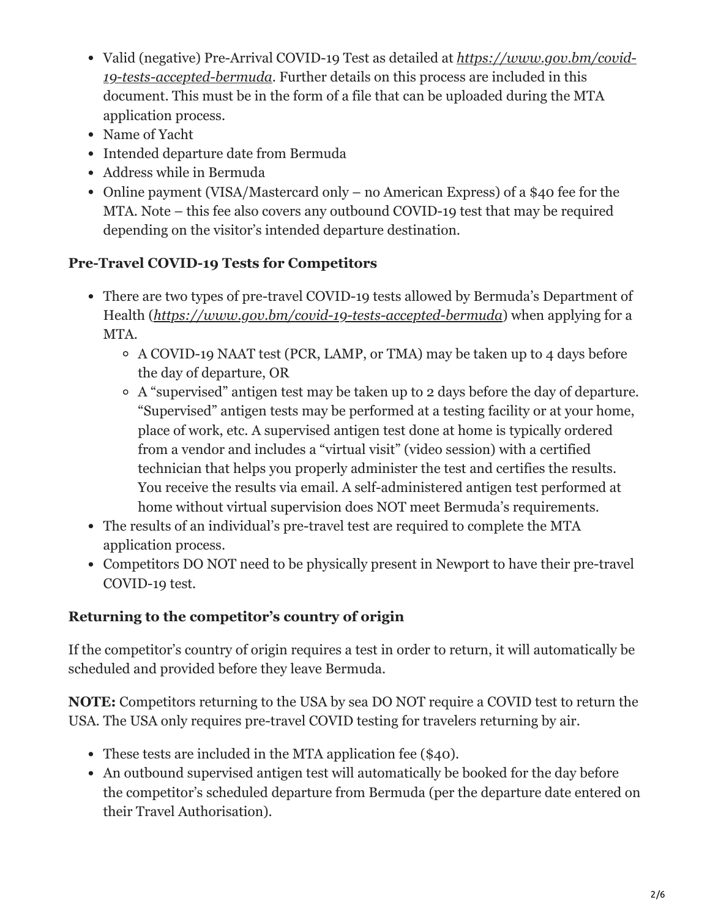- Valid (negative) Pre-Arrival COVID-19 Test as detailed at [*https://www.gov.bm/covid-19-tests-accepted-bermuda*](https://www.gov.bm/covid-19-tests-accepted-bermuda). Further details on this process are included in this document. This must be in the form of a file that can be uploaded during the MTA application process.
- Name of Yacht
- Intended departure date from Bermuda
- Address while in Bermuda
- Online payment (VISA/Mastercard only – no American Express) of a $40 fee for the MTA. Note – this fee also covers any outbound COVID-19 test that may be required depending on the visitor's intended departure destination.

### Pre-Travel COVID-19 Tests for Competitors

- There are two types of pre-travel COVID-19 tests allowed by Bermuda's Department of Health ([*https://www.gov.bm/covid-19-tests-accepted-bermuda*](https://www.gov.bm/covid-19-tests-accepted-bermuda)) when applying for a MTA.
  - A COVID-19 NAAT test (PCR, LAMP, or TMA) may be taken up to 4 days before the day of departure, OR
  - A "supervised" antigen test may be taken up to 2 days before the day of departure. "Supervised" antigen tests may be performed at a testing facility or at your home, place of work, etc. A supervised antigen test done at home is typically ordered from a vendor and includes a "virtual visit" (video session) with a certified technician that helps you properly administer the test and certifies the results. You receive the results via email. A self-administered antigen test performed at home without virtual supervision does NOT meet Bermuda's requirements.
- The results of an individual's pre-travel test are required to complete the MTA application process.
- Competitors DO NOT need to be physically present in Newport to have their pre-travel COVID-19 test.

### Returning to the competitor's country of origin

If the competitor's country of origin requires a test in order to return, it will automatically be scheduled and provided before they leave Bermuda.

**NOTE:** Competitors returning to the USA by sea DO NOT require a COVID test to return the USA. The USA only requires pre-travel COVID testing for travelers returning by air.

- These tests are included in the MTA application fee ($40).
- An outbound supervised antigen test will automatically be booked for the day before the competitor's scheduled departure from Bermuda (per the departure date entered on their Travel Authorisation).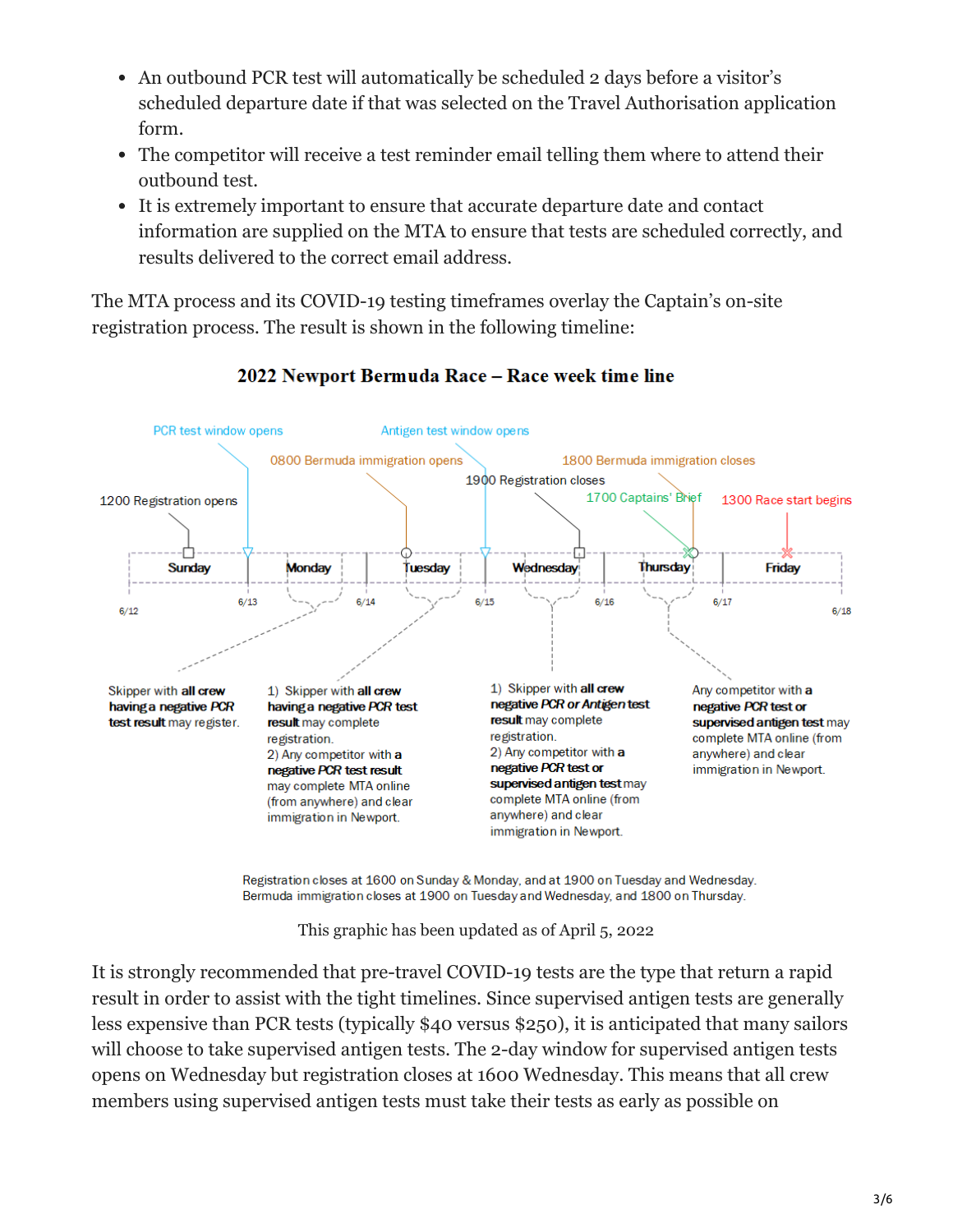- An outbound PCR test will automatically be scheduled 2 days before a visitor's scheduled departure date if that was selected on the Travel Authorisation application form.
- The competitor will receive a test reminder email telling them where to attend their outbound test.
- It is extremely important to ensure that accurate departure date and contact information are supplied on the MTA to ensure that tests are scheduled correctly, and results delivered to the correct email address.

The MTA process and its COVID-19 testing timeframes overlay the Captain's on-site registration process. The result is shown in the following timeline:

**2022 Newport Bermuda Race – Race week time line**

PCR test window opens

Antigen test window opens

0800 Bermuda immigration opens

1800 Bermuda immigration closes

1900 Registration closes

1700 Captains' Brief

1300 Race start begins

1200 Registration opens

Sunday | Monday | Tuesday | Wednesday | Thursday | Friday

6/12 | 6/13 | 6/14 | 6/15 | 6/16 | 6/17 | 6/18

Skipper with **all crew having a negative PCR test result** may register.

1) Skipper with **all crew having a negative PCR test result** may complete registration.
2) Any competitor with **a negative PCR test result** may complete MTA online (from anywhere) and clear immigration in Newport.

1) Skipper with **all crew negative PCR or Antigen test result** may complete registration.
2) Any competitor with **a negative PCR test or supervised antigen test** may complete MTA online (from anywhere) and clear immigration in Newport.

Any competitor with **a negative PCR test or supervised antigen test** may complete MTA online (from anywhere) and clear immigration in Newport.

Registration closes at 1600 on Sunday & Monday, and at 1900 on Tuesday and Wednesday.
Bermuda immigration closes at 1900 on Tuesday and Wednesday, and 1800 on Thursday.

This graphic has been updated as of April 5, 2022

It is strongly recommended that pre-travel COVID-19 tests are the type that return a rapid result in order to assist with the tight timelines. Since supervised antigen tests are generally less expensive than PCR tests (typically $40 versus $250), it is anticipated that many sailors will choose to take supervised antigen tests. The 2-day window for supervised antigen tests opens on Wednesday but registration closes at 1600 Wednesday. This means that all crew members using supervised antigen tests must take their tests as early as possible on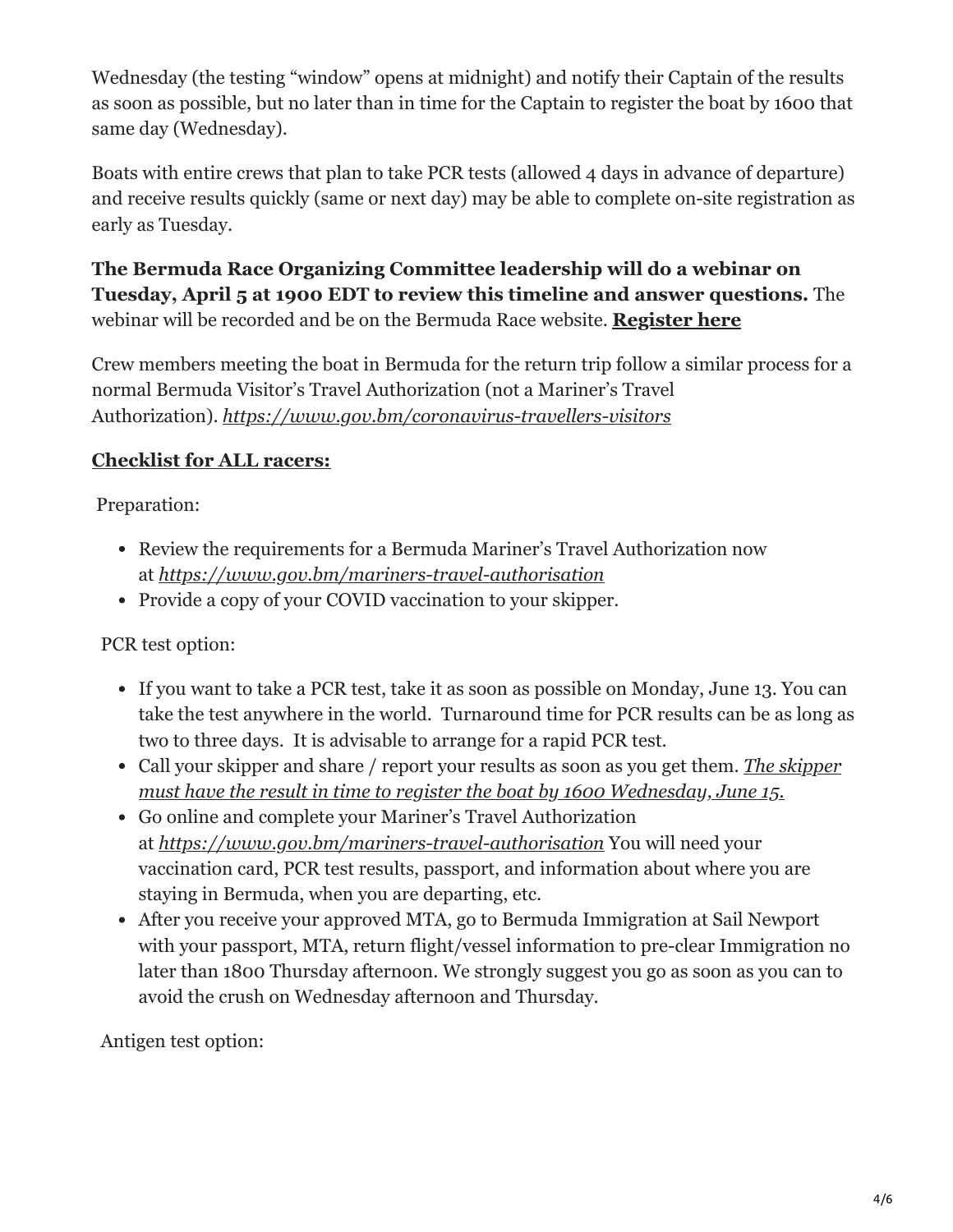Wednesday (the testing "window" opens at midnight) and notify their Captain of the results as soon as possible, but no later than in time for the Captain to register the boat by 1600 that same day (Wednesday).

Boats with entire crews that plan to take PCR tests (allowed 4 days in advance of departure) and receive results quickly (same or next day) may be able to complete on-site registration as early as Tuesday.

**The Bermuda Race Organizing Committee leadership will do a webinar on Tuesday, April 5 at 1900 EDT to review this timeline and answer questions.** The webinar will be recorded and be on the Bermuda Race website. **Register here**

Crew members meeting the boat in Bermuda for the return trip follow a similar process for a normal Bermuda Visitor's Travel Authorization (not a Mariner's Travel Authorization). *https://www.gov.bm/coronavirus-travellers-visitors*

**Checklist for ALL racers:**

Preparation:

- Review the requirements for a Bermuda Mariner's Travel Authorization now at *https://www.gov.bm/mariners-travel-authorisation*
- Provide a copy of your COVID vaccination to your skipper.

PCR test option:

- If you want to take a PCR test, take it as soon as possible on Monday, June 13. You can take the test anywhere in the world. Turnaround time for PCR results can be as long as two to three days. It is advisable to arrange for a rapid PCR test.
- Call your skipper and share / report your results as soon as you get them. *The skipper must have the result in time to register the boat by 1600 Wednesday, June 15.*
- Go online and complete your Mariner's Travel Authorization at *https://www.gov.bm/mariners-travel-authorisation* You will need your vaccination card, PCR test results, passport, and information about where you are staying in Bermuda, when you are departing, etc.
- After you receive your approved MTA, go to Bermuda Immigration at Sail Newport with your passport, MTA, return flight/vessel information to pre-clear Immigration no later than 1800 Thursday afternoon. We strongly suggest you go as soon as you can to avoid the crush on Wednesday afternoon and Thursday.

Antigen test option: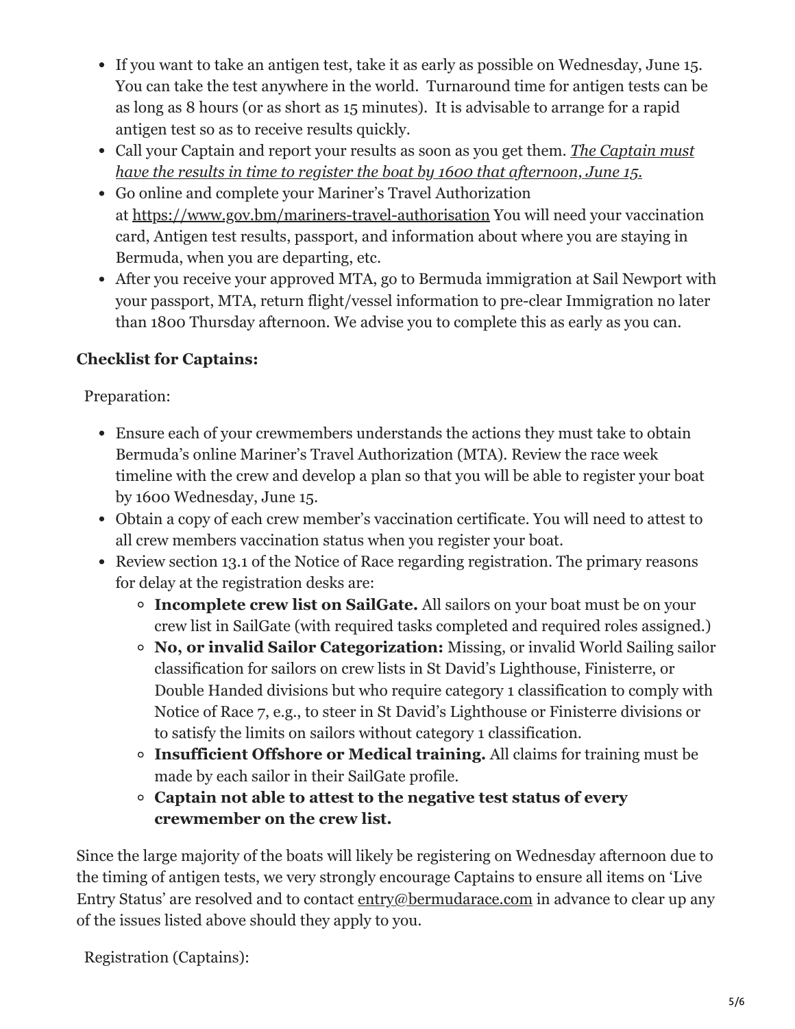- If you want to take an antigen test, take it as early as possible on Wednesday, June 15. You can take the test anywhere in the world. Turnaround time for antigen tests can be as long as 8 hours (or as short as 15 minutes). It is advisable to arrange for a rapid antigen test so as to receive results quickly.
- Call your Captain and report your results as soon as you get them. *The Captain must have the results in time to register the boat by 1600 that afternoon, June 15.*
- Go online and complete your Mariner's Travel Authorization at https://www.gov.bm/mariners-travel-authorisation You will need your vaccination card, Antigen test results, passport, and information about where you are staying in Bermuda, when you are departing, etc.
- After you receive your approved MTA, go to Bermuda immigration at Sail Newport with your passport, MTA, return flight/vessel information to pre-clear Immigration no later than 1800 Thursday afternoon. We advise you to complete this as early as you can.

**Checklist for Captains:**

Preparation:

- Ensure each of your crewmembers understands the actions they must take to obtain Bermuda's online Mariner's Travel Authorization (MTA). Review the race week timeline with the crew and develop a plan so that you will be able to register your boat by 1600 Wednesday, June 15.
- Obtain a copy of each crew member's vaccination certificate. You will need to attest to all crew members vaccination status when you register your boat.
- Review section 13.1 of the Notice of Race regarding registration. The primary reasons for delay at the registration desks are:
  - **Incomplete crew list on SailGate.** All sailors on your boat must be on your crew list in SailGate (with required tasks completed and required roles assigned.)
  - **No, or invalid Sailor Categorization:** Missing, or invalid World Sailing sailor classification for sailors on crew lists in St David's Lighthouse, Finisterre, or Double Handed divisions but who require category 1 classification to comply with Notice of Race 7, e.g., to steer in St David's Lighthouse or Finisterre divisions or to satisfy the limits on sailors without category 1 classification.
  - **Insufficient Offshore or Medical training.** All claims for training must be made by each sailor in their SailGate profile.
  - **Captain not able to attest to the negative test status of every crewmember on the crew list.**

Since the large majority of the boats will likely be registering on Wednesday afternoon due to the timing of antigen tests, we very strongly encourage Captains to ensure all items on 'Live Entry Status' are resolved and to contact entry@bermudarace.com in advance to clear up any of the issues listed above should they apply to you.

Registration (Captains):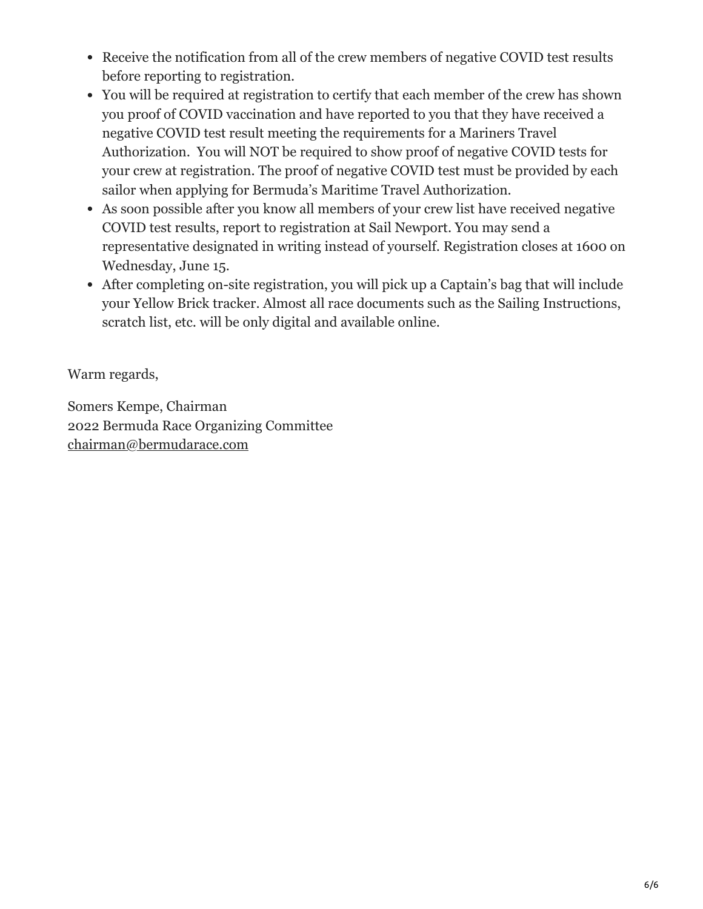- Receive the notification from all of the crew members of negative COVID test results before reporting to registration.
- You will be required at registration to certify that each member of the crew has shown you proof of COVID vaccination and have reported to you that they have received a negative COVID test result meeting the requirements for a Mariners Travel Authorization. You will NOT be required to show proof of negative COVID tests for your crew at registration. The proof of negative COVID test must be provided by each sailor when applying for Bermuda's Maritime Travel Authorization.
- As soon possible after you know all members of your crew list have received negative COVID test results, report to registration at Sail Newport. You may send a representative designated in writing instead of yourself. Registration closes at 1600 on Wednesday, June 15.
- After completing on-site registration, you will pick up a Captain's bag that will include your Yellow Brick tracker. Almost all race documents such as the Sailing Instructions, scratch list, etc. will be only digital and available online.

Warm regards,

Somers Kempe, Chairman
2022 Bermuda Race Organizing Committee
chairman@bermudarace.com